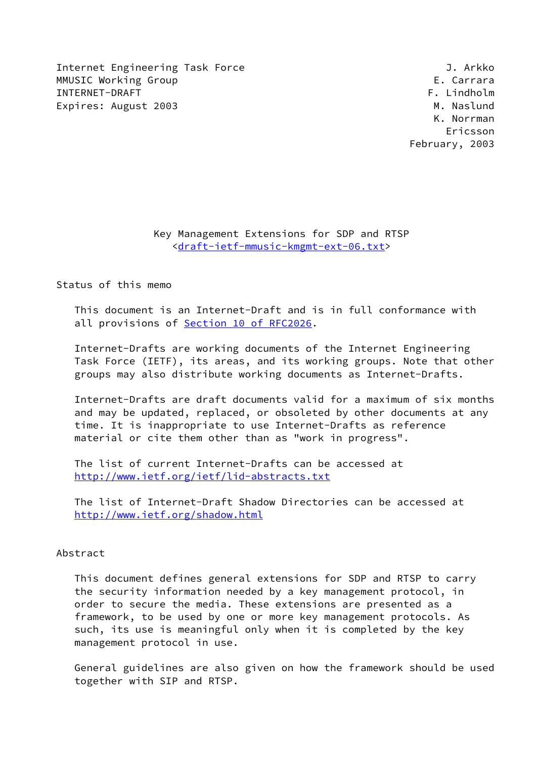Internet Engineering Task Force                              J. Arkko
MMUSIC Working Group                                       E. Carrara
INTERNET-DRAFT                                            F. Lindholm
Expires: August 2003                                        M. Naslund
                                                            K. Norrman
                                                              Ericsson
                                                        February, 2003

# Key Management Extensions for SDP and RTSP

<draft-ietf-mmusic-kmgmt-ext-06.txt>

## Status of this memo

This document is an Internet-Draft and is in full conformance with all provisions of Section 10 of RFC2026.

Internet-Drafts are working documents of the Internet Engineering Task Force (IETF), its areas, and its working groups. Note that other groups may also distribute working documents as Internet-Drafts.

Internet-Drafts are draft documents valid for a maximum of six months and may be updated, replaced, or obsoleted by other documents at any time. It is inappropriate to use Internet-Drafts as reference material or cite them other than as "work in progress".

The list of current Internet-Drafts can be accessed at http://www.ietf.org/ietf/lid-abstracts.txt

The list of Internet-Draft Shadow Directories can be accessed at http://www.ietf.org/shadow.html

## Abstract

This document defines general extensions for SDP and RTSP to carry the security information needed by a key management protocol, in order to secure the media. These extensions are presented as a framework, to be used by one or more key management protocols. As such, its use is meaningful only when it is completed by the key management protocol in use.

General guidelines are also given on how the framework should be used together with SIP and RTSP.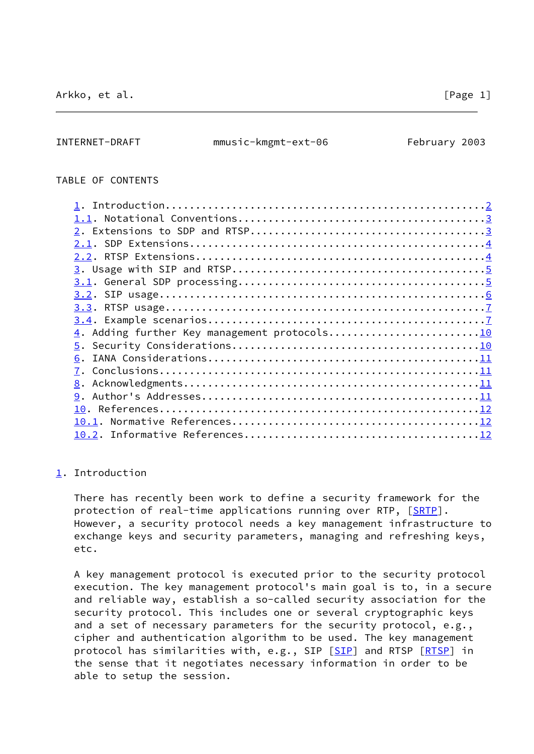TABLE OF CONTENTS

- 1. Introduction....................................................2
- 1.1. Notational Conventions......................................3
- 2. Extensions to SDP and RTSP......................................3
- 2.1. SDP Extensions..............................................4
- 2.2. RTSP Extensions.............................................4
- 3. Usage with SIP and RTSP.........................................5
- 3.1. General SDP processing......................................5
- 3.2. SIP usage...................................................6
- 3.3. RTSP usage..................................................7
- 3.4. Example scenarios...........................................7
- 4. Adding further Key management protocols........................10
- 5. Security Considerations........................................10
- 6. IANA Considerations............................................11
- 7. Conclusions....................................................11
- 8. Acknowledgments................................................11
- 9. Author's Addresses.............................................11
- 10. References....................................................12
- 10.1. Normative References........................................12
- 10.2. Informative References......................................12

# 1. Introduction

There has recently been work to define a security framework for the protection of real-time applications running over RTP, [SRTP]. However, a security protocol needs a key management infrastructure to exchange keys and security parameters, managing and refreshing keys, etc.

A key management protocol is executed prior to the security protocol execution. The key management protocol's main goal is to, in a secure and reliable way, establish a so-called security association for the security protocol. This includes one or several cryptographic keys and a set of necessary parameters for the security protocol, e.g., cipher and authentication algorithm to be used. The key management protocol has similarities with, e.g., SIP [SIP] and RTSP [RTSP] in the sense that it negotiates necessary information in order to be able to setup the session.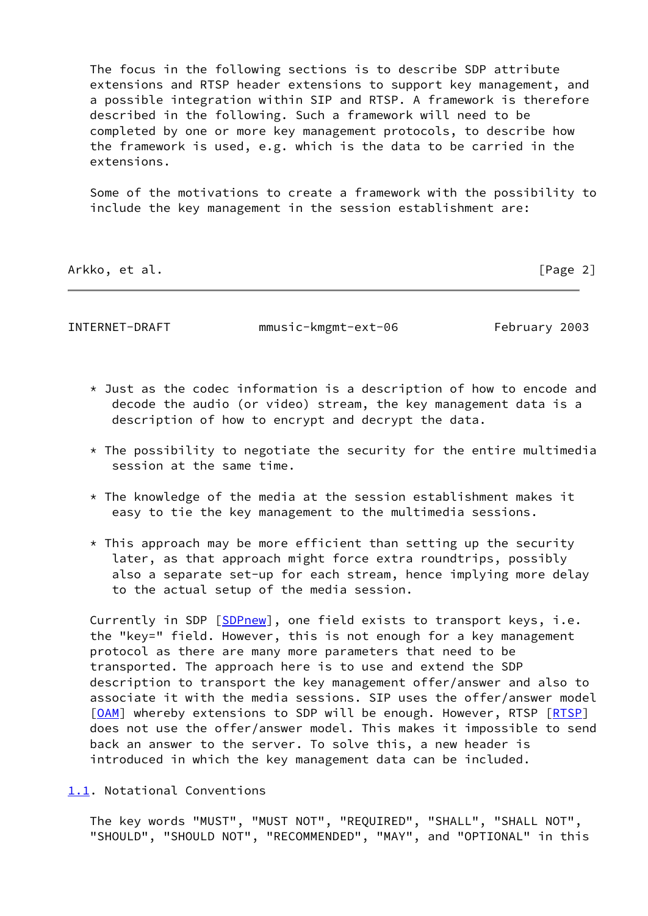The focus in the following sections is to describe SDP attribute extensions and RTSP header extensions to support key management, and a possible integration within SIP and RTSP. A framework is therefore described in the following. Such a framework will need to be completed by one or more key management protocols, to describe how the framework is used, e.g. which is the data to be carried in the extensions.

Some of the motivations to create a framework with the possibility to include the key management in the session establishment are:

* Just as the codec information is a description of how to encode and decode the audio (or video) stream, the key management data is a description of how to encrypt and decrypt the data.

* The possibility to negotiate the security for the entire multimedia session at the same time.

* The knowledge of the media at the session establishment makes it easy to tie the key management to the multimedia sessions.

* This approach may be more efficient than setting up the security later, as that approach might force extra roundtrips, possibly also a separate set-up for each stream, hence implying more delay to the actual setup of the media session.

Currently in SDP [SDPnew], one field exists to transport keys, i.e. the "key=" field. However, this is not enough for a key management protocol as there are many more parameters that need to be transported. The approach here is to use and extend the SDP description to transport the key management offer/answer and also to associate it with the media sessions. SIP uses the offer/answer model [OAM] whereby extensions to SDP will be enough. However, RTSP [RTSP] does not use the offer/answer model. This makes it impossible to send back an answer to the server. To solve this, a new header is introduced in which the key management data can be included.

## 1.1. Notational Conventions

The key words "MUST", "MUST NOT", "REQUIRED", "SHALL", "SHALL NOT", "SHOULD", "SHOULD NOT", "RECOMMENDED", "MAY", and "OPTIONAL" in this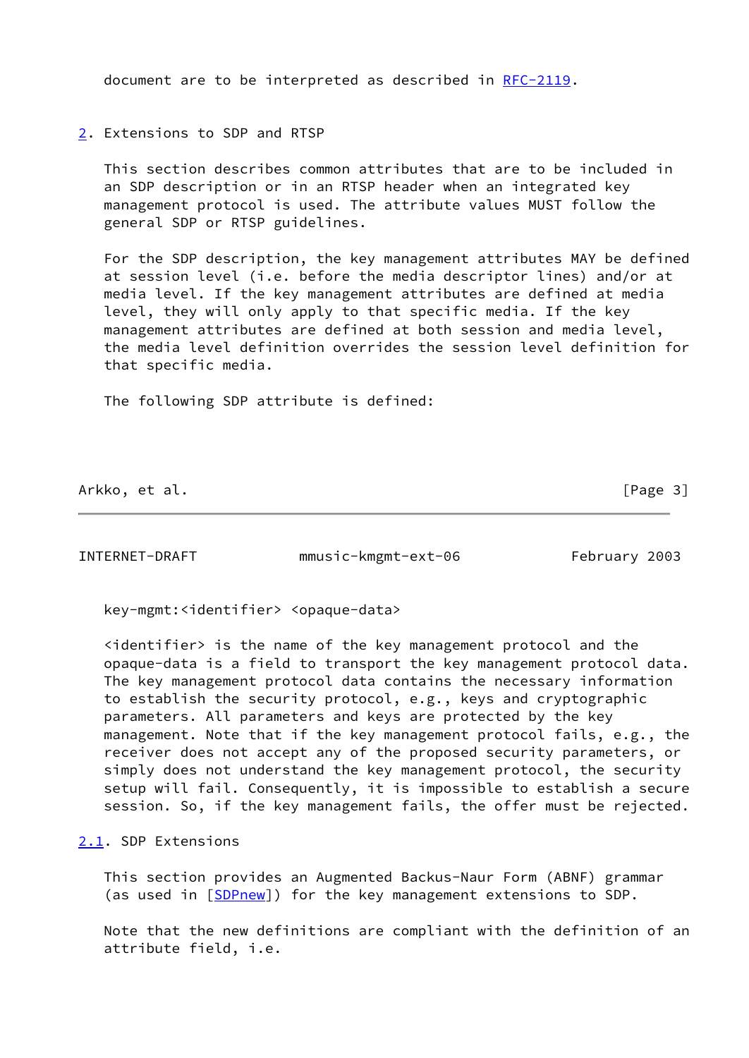document are to be interpreted as described in RFC-2119.

## 2. Extensions to SDP and RTSP

This section describes common attributes that are to be included in an SDP description or in an RTSP header when an integrated key management protocol is used. The attribute values MUST follow the general SDP or RTSP guidelines.

For the SDP description, the key management attributes MAY be defined at session level (i.e. before the media descriptor lines) and/or at media level. If the key management attributes are defined at media level, they will only apply to that specific media. If the key management attributes are defined at both session and media level, the media level definition overrides the session level definition for that specific media.

The following SDP attribute is defined:

```
key-mgmt:<identifier> <opaque-data>
```

<identifier> is the name of the key management protocol and the opaque-data is a field to transport the key management protocol data. The key management protocol data contains the necessary information to establish the security protocol, e.g., keys and cryptographic parameters. All parameters and keys are protected by the key management. Note that if the key management protocol fails, e.g., the receiver does not accept any of the proposed security parameters, or simply does not understand the key management protocol, the security setup will fail. Consequently, it is impossible to establish a secure session. So, if the key management fails, the offer must be rejected.

### 2.1. SDP Extensions

This section provides an Augmented Backus-Naur Form (ABNF) grammar (as used in [SDPnew]) for the key management extensions to SDP.

Note that the new definitions are compliant with the definition of an attribute field, i.e.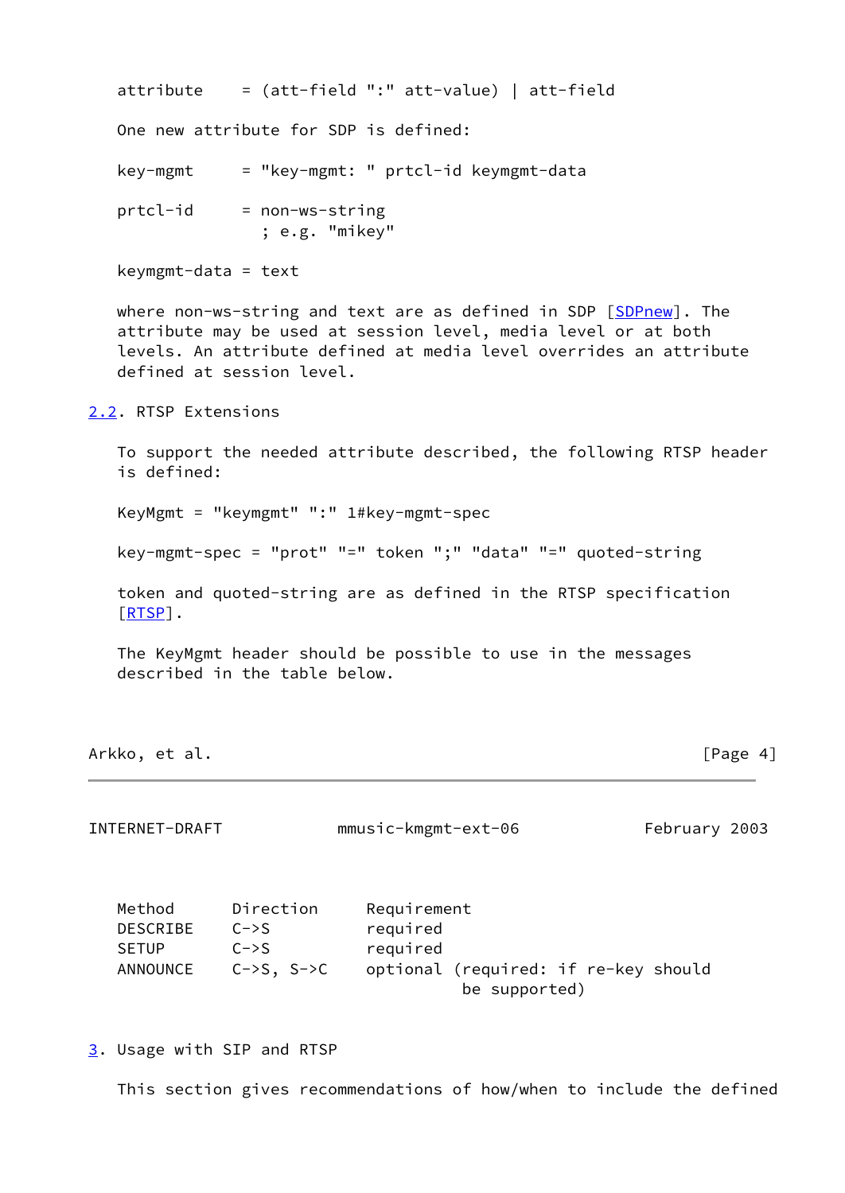```
attribute    = (att-field ":" att-value) | att-field
```

One new attribute for SDP is defined:

```
key-mgmt     = "key-mgmt: " prtcl-id keymgmt-data

prtcl-id     = non-ws-string
               ; e.g. "mikey"

keymgmt-data = text
```

where non-ws-string and text are as defined in SDP [SDPnew]. The attribute may be used at session level, media level or at both levels. An attribute defined at media level overrides an attribute defined at session level.

## 2.2. RTSP Extensions

To support the needed attribute described, the following RTSP header is defined:

```
KeyMgmt = "keymgmt" ":" 1#key-mgmt-spec

key-mgmt-spec = "prot" "=" token ";" "data" "=" quoted-string
```

token and quoted-string are as defined in the RTSP specification [RTSP].

The KeyMgmt header should be possible to use in the messages described in the table below.

| Method | Direction | Requirement |
|---|---|---|
| DESCRIBE | C->S | required |
| SETUP | C->S | required |
| ANNOUNCE | C->S, S->C | optional (required: if re-key should be supported) |

# 3. Usage with SIP and RTSP

This section gives recommendations of how/when to include the defined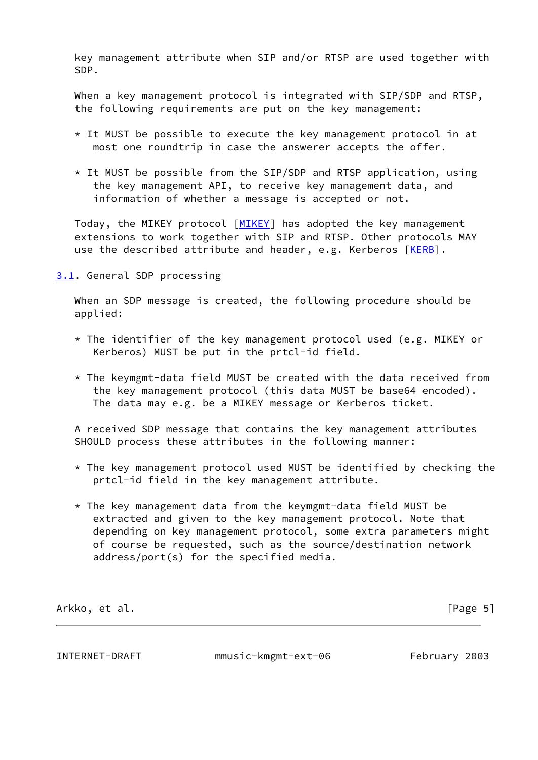key management attribute when SIP and/or RTSP are used together with SDP.

When a key management protocol is integrated with SIP/SDP and RTSP, the following requirements are put on the key management:

* It MUST be possible to execute the key management protocol in at most one roundtrip in case the answerer accepts the offer.

* It MUST be possible from the SIP/SDP and RTSP application, using the key management API, to receive key management data, and information of whether a message is accepted or not.

Today, the MIKEY protocol [MIKEY] has adopted the key management extensions to work together with SIP and RTSP. Other protocols MAY use the described attribute and header, e.g. Kerberos [KERB].

## 3.1. General SDP processing

When an SDP message is created, the following procedure should be applied:

* The identifier of the key management protocol used (e.g. MIKEY or Kerberos) MUST be put in the prtcl-id field.

* The keymgmt-data field MUST be created with the data received from the key management protocol (this data MUST be base64 encoded). The data may e.g. be a MIKEY message or Kerberos ticket.

A received SDP message that contains the key management attributes SHOULD process these attributes in the following manner:

* The key management protocol used MUST be identified by checking the prtcl-id field in the key management attribute.

* The key management data from the keymgmt-data field MUST be extracted and given to the key management protocol. Note that depending on key management protocol, some extra parameters might of course be requested, such as the source/destination network address/port(s) for the specified media.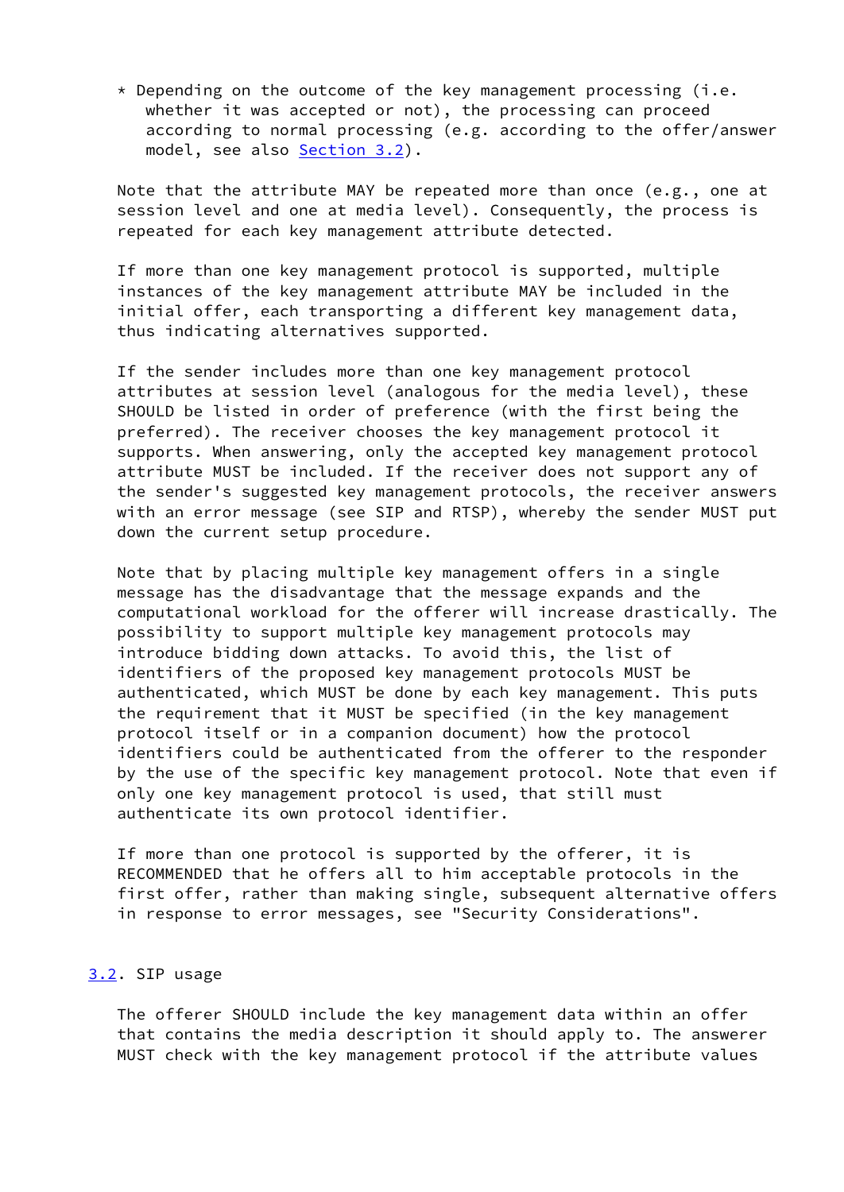* Depending on the outcome of the key management processing (i.e. whether it was accepted or not), the processing can proceed according to normal processing (e.g. according to the offer/answer model, see also Section 3.2).

Note that the attribute MAY be repeated more than once (e.g., one at session level and one at media level). Consequently, the process is repeated for each key management attribute detected.

If more than one key management protocol is supported, multiple instances of the key management attribute MAY be included in the initial offer, each transporting a different key management data, thus indicating alternatives supported.

If the sender includes more than one key management protocol attributes at session level (analogous for the media level), these SHOULD be listed in order of preference (with the first being the preferred). The receiver chooses the key management protocol it supports. When answering, only the accepted key management protocol attribute MUST be included. If the receiver does not support any of the sender's suggested key management protocols, the receiver answers with an error message (see SIP and RTSP), whereby the sender MUST put down the current setup procedure.

Note that by placing multiple key management offers in a single message has the disadvantage that the message expands and the computational workload for the offerer will increase drastically. The possibility to support multiple key management protocols may introduce bidding down attacks. To avoid this, the list of identifiers of the proposed key management protocols MUST be authenticated, which MUST be done by each key management. This puts the requirement that it MUST be specified (in the key management protocol itself or in a companion document) how the protocol identifiers could be authenticated from the offerer to the responder by the use of the specific key management protocol. Note that even if only one key management protocol is used, that still must authenticate its own protocol identifier.

If more than one protocol is supported by the offerer, it is RECOMMENDED that he offers all to him acceptable protocols in the first offer, rather than making single, subsequent alternative offers in response to error messages, see "Security Considerations".

## 3.2. SIP usage

The offerer SHOULD include the key management data within an offer that contains the media description it should apply to. The answerer MUST check with the key management protocol if the attribute values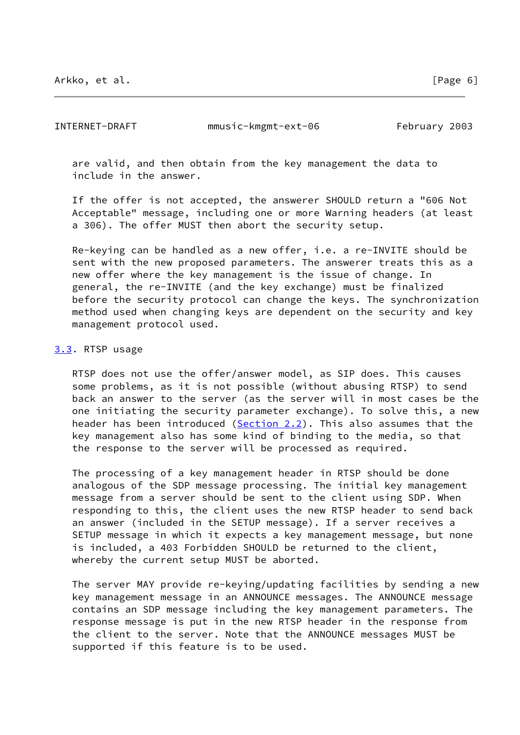are valid, and then obtain from the key management the data to include in the answer.

If the offer is not accepted, the answerer SHOULD return a "606 Not Acceptable" message, including one or more Warning headers (at least a 306). The offer MUST then abort the security setup.

Re-keying can be handled as a new offer, i.e. a re-INVITE should be sent with the new proposed parameters. The answerer treats this as a new offer where the key management is the issue of change. In general, the re-INVITE (and the key exchange) must be finalized before the security protocol can change the keys. The synchronization method used when changing keys are dependent on the security and key management protocol used.

### 3.3. RTSP usage

RTSP does not use the offer/answer model, as SIP does. This causes some problems, as it is not possible (without abusing RTSP) to send back an answer to the server (as the server will in most cases be the one initiating the security parameter exchange). To solve this, a new header has been introduced (Section 2.2). This also assumes that the key management also has some kind of binding to the media, so that the response to the server will be processed as required.

The processing of a key management header in RTSP should be done analogous of the SDP message processing. The initial key management message from a server should be sent to the client using SDP. When responding to this, the client uses the new RTSP header to send back an answer (included in the SETUP message). If a server receives a SETUP message in which it expects a key management message, but none is included, a 403 Forbidden SHOULD be returned to the client, whereby the current setup MUST be aborted.

The server MAY provide re-keying/updating facilities by sending a new key management message in an ANNOUNCE messages. The ANNOUNCE message contains an SDP message including the key management parameters. The response message is put in the new RTSP header in the response from the client to the server. Note that the ANNOUNCE messages MUST be supported if this feature is to be used.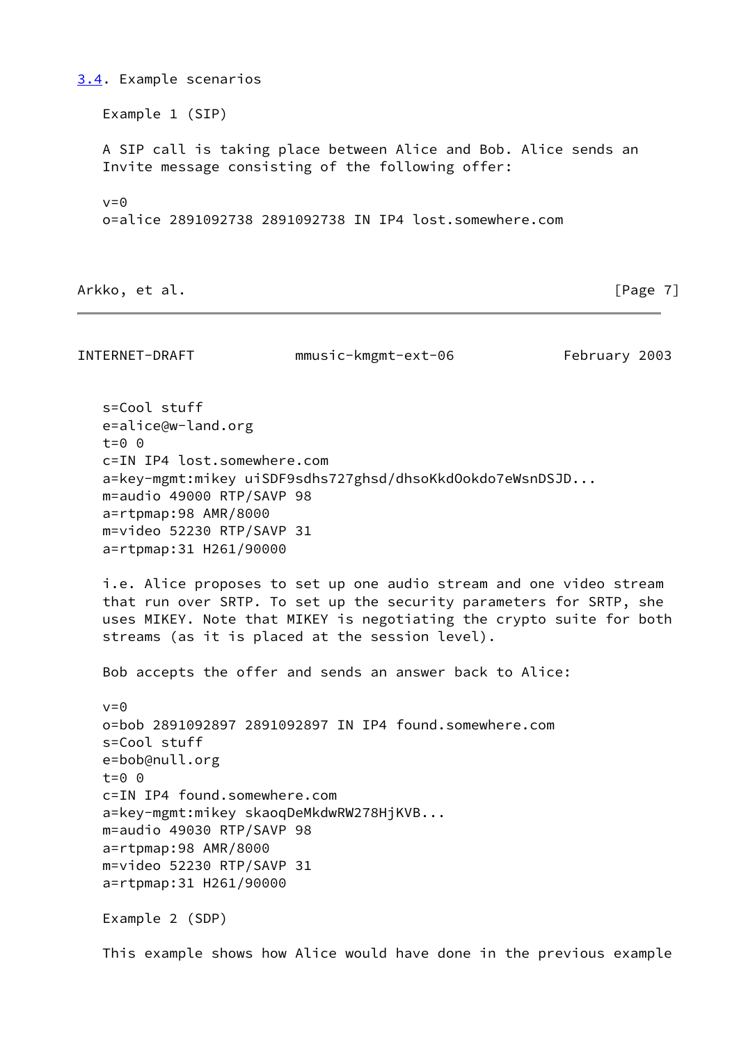### 3.4. Example scenarios

Example 1 (SIP)

A SIP call is taking place between Alice and Bob. Alice sends an Invite message consisting of the following offer:

```
v=0
o=alice 2891092738 2891092738 IN IP4 lost.somewhere.com
s=Cool stuff
e=alice@w-land.org
t=0 0
c=IN IP4 lost.somewhere.com
a=key-mgmt:mikey uiSDF9sdhs727ghsd/dhsoKkdOokdo7eWsnDSJD...
m=audio 49000 RTP/SAVP 98
a=rtpmap:98 AMR/8000
m=video 52230 RTP/SAVP 31
a=rtpmap:31 H261/90000
```

i.e. Alice proposes to set up one audio stream and one video stream that run over SRTP. To set up the security parameters for SRTP, she uses MIKEY. Note that MIKEY is negotiating the crypto suite for both streams (as it is placed at the session level).

Bob accepts the offer and sends an answer back to Alice:

```
v=0
o=bob 2891092897 2891092897 IN IP4 found.somewhere.com
s=Cool stuff
e=bob@null.org
t=0 0
c=IN IP4 found.somewhere.com
a=key-mgmt:mikey skaoqDeMkdwRW278HjKVB...
m=audio 49030 RTP/SAVP 98
a=rtpmap:98 AMR/8000
m=video 52230 RTP/SAVP 31
a=rtpmap:31 H261/90000
```

Example 2 (SDP)

This example shows how Alice would have done in the previous example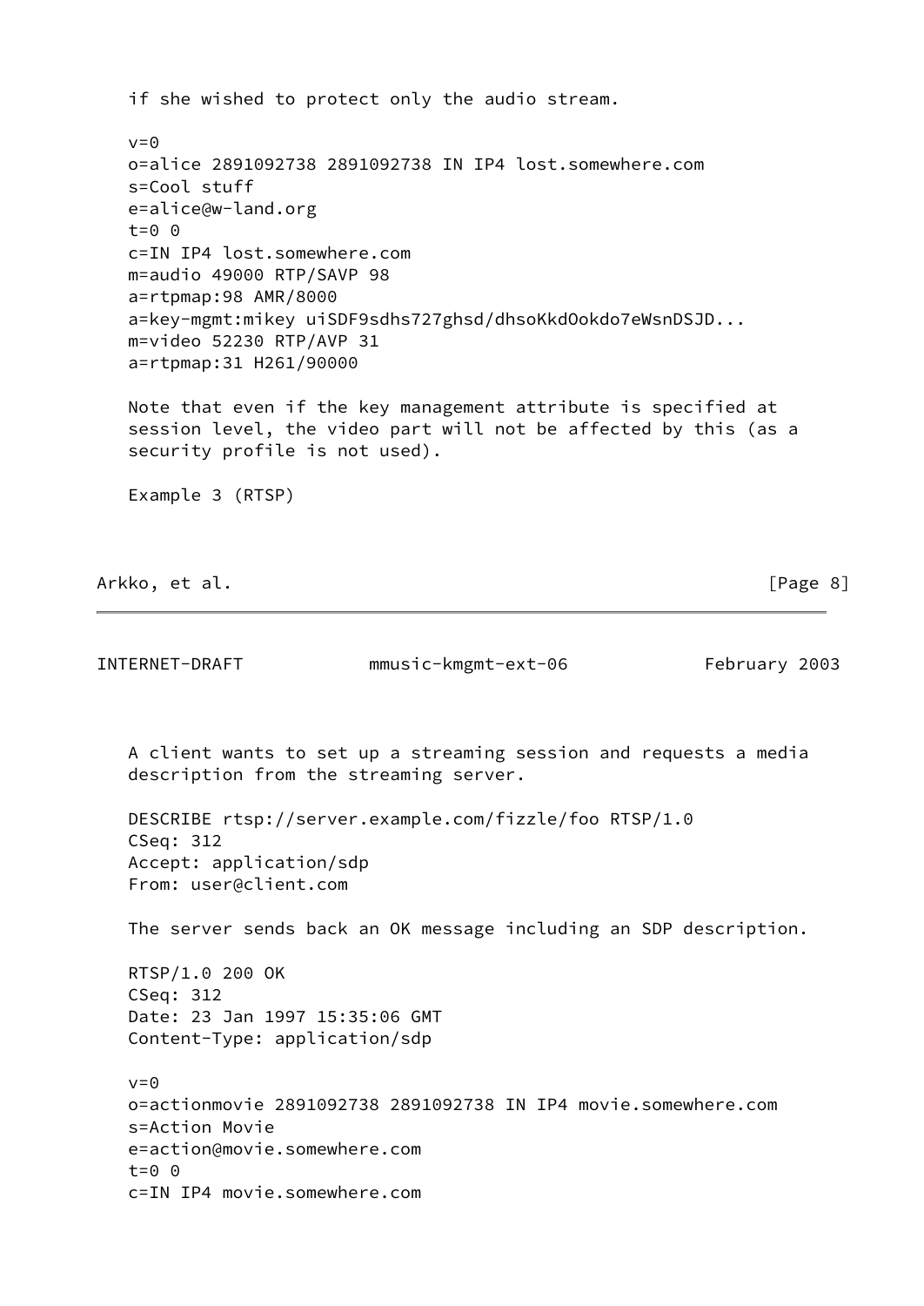if she wished to protect only the audio stream.

```
v=0
o=alice 2891092738 2891092738 IN IP4 lost.somewhere.com
s=Cool stuff
e=alice@w-land.org
t=0 0
c=IN IP4 lost.somewhere.com
m=audio 49000 RTP/SAVP 98
a=rtpmap:98 AMR/8000
a=key-mgmt:mikey uiSDF9sdhs727ghsd/dhsoKkdOokdo7eWsnDSJD...
m=video 52230 RTP/AVP 31
a=rtpmap:31 H261/90000
```

Note that even if the key management attribute is specified at session level, the video part will not be affected by this (as a security profile is not used).

Example 3 (RTSP)

A client wants to set up a streaming session and requests a media description from the streaming server.

```
DESCRIBE rtsp://server.example.com/fizzle/foo RTSP/1.0
CSeq: 312
Accept: application/sdp
From: user@client.com
```

The server sends back an OK message including an SDP description.

```
RTSP/1.0 200 OK
CSeq: 312
Date: 23 Jan 1997 15:35:06 GMT
Content-Type: application/sdp

v=0
o=actionmovie 2891092738 2891092738 IN IP4 movie.somewhere.com
s=Action Movie
e=action@movie.somewhere.com
t=0 0
c=IN IP4 movie.somewhere.com
```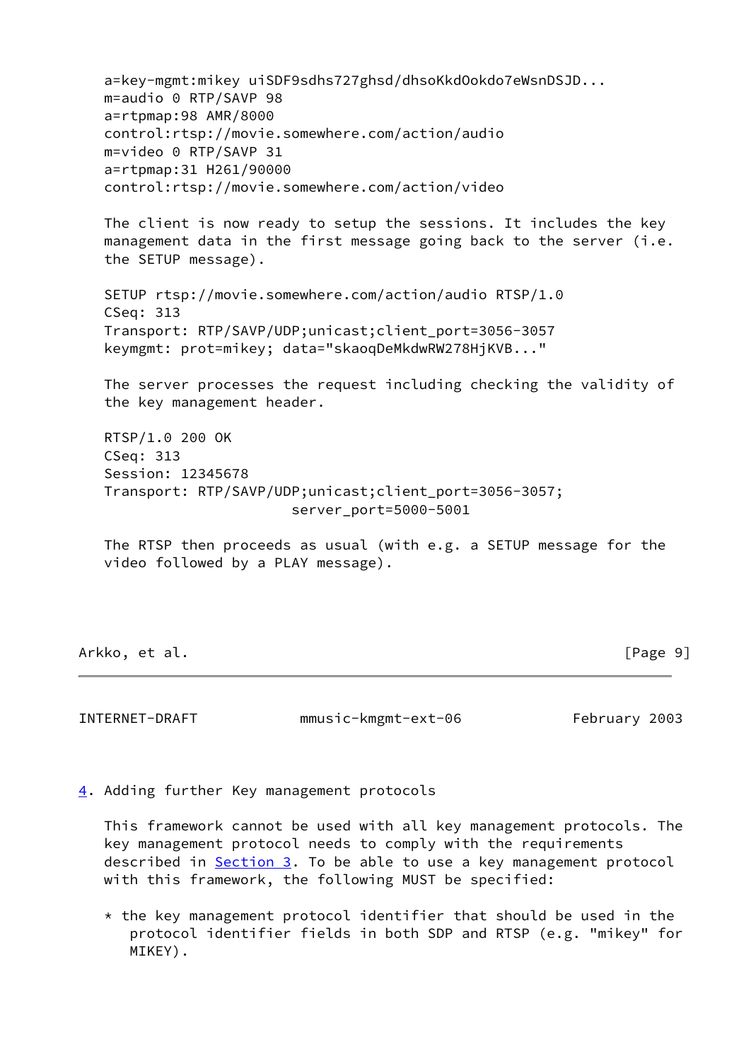```
a=key-mgmt:mikey uiSDF9sdhs727ghsd/dhsoKkdOokdo7eWsnDSJD...
m=audio 0 RTP/SAVP 98
a=rtpmap:98 AMR/8000
control:rtsp://movie.somewhere.com/action/audio
m=video 0 RTP/SAVP 31
a=rtpmap:31 H261/90000
control:rtsp://movie.somewhere.com/action/video
```

The client is now ready to setup the sessions. It includes the key management data in the first message going back to the server (i.e. the SETUP message).

```
SETUP rtsp://movie.somewhere.com/action/audio RTSP/1.0
CSeq: 313
Transport: RTP/SAVP/UDP;unicast;client_port=3056-3057
keymgmt: prot=mikey; data="skaoqDeMkdwRW278HjKVB..."
```

The server processes the request including checking the validity of the key management header.

```
RTSP/1.0 200 OK
CSeq: 313
Session: 12345678
Transport: RTP/SAVP/UDP;unicast;client_port=3056-3057;
                      server_port=5000-5001
```

The RTSP then proceeds as usual (with e.g. a SETUP message for the video followed by a PLAY message).

## 4. Adding further Key management protocols

This framework cannot be used with all key management protocols. The key management protocol needs to comply with the requirements described in Section 3. To be able to use a key management protocol with this framework, the following MUST be specified:

* the key management protocol identifier that should be used in the protocol identifier fields in both SDP and RTSP (e.g. "mikey" for MIKEY).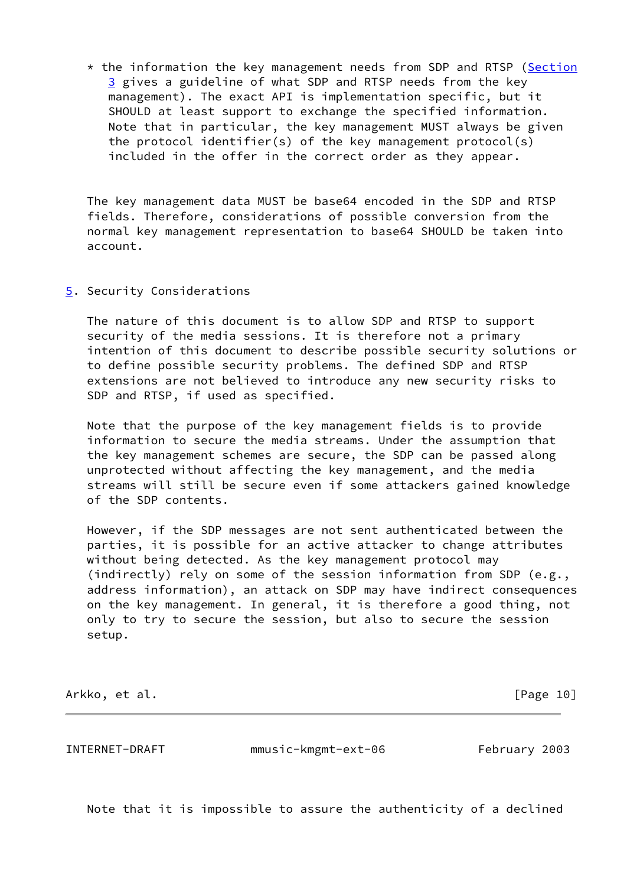* the information the key management needs from SDP and RTSP (Section 3 gives a guideline of what SDP and RTSP needs from the key management). The exact API is implementation specific, but it SHOULD at least support to exchange the specified information. Note that in particular, the key management MUST always be given the protocol identifier(s) of the key management protocol(s) included in the offer in the correct order as they appear.

The key management data MUST be base64 encoded in the SDP and RTSP fields. Therefore, considerations of possible conversion from the normal key management representation to base64 SHOULD be taken into account.

## 5. Security Considerations

The nature of this document is to allow SDP and RTSP to support security of the media sessions. It is therefore not a primary intention of this document to describe possible security solutions or to define possible security problems. The defined SDP and RTSP extensions are not believed to introduce any new security risks to SDP and RTSP, if used as specified.

Note that the purpose of the key management fields is to provide information to secure the media streams. Under the assumption that the key management schemes are secure, the SDP can be passed along unprotected without affecting the key management, and the media streams will still be secure even if some attackers gained knowledge of the SDP contents.

However, if the SDP messages are not sent authenticated between the parties, it is possible for an active attacker to change attributes without being detected. As the key management protocol may (indirectly) rely on some of the session information from SDP (e.g., address information), an attack on SDP may have indirect consequences on the key management. In general, it is therefore a good thing, not only to try to secure the session, but also to secure the session setup.

Note that it is impossible to assure the authenticity of a declined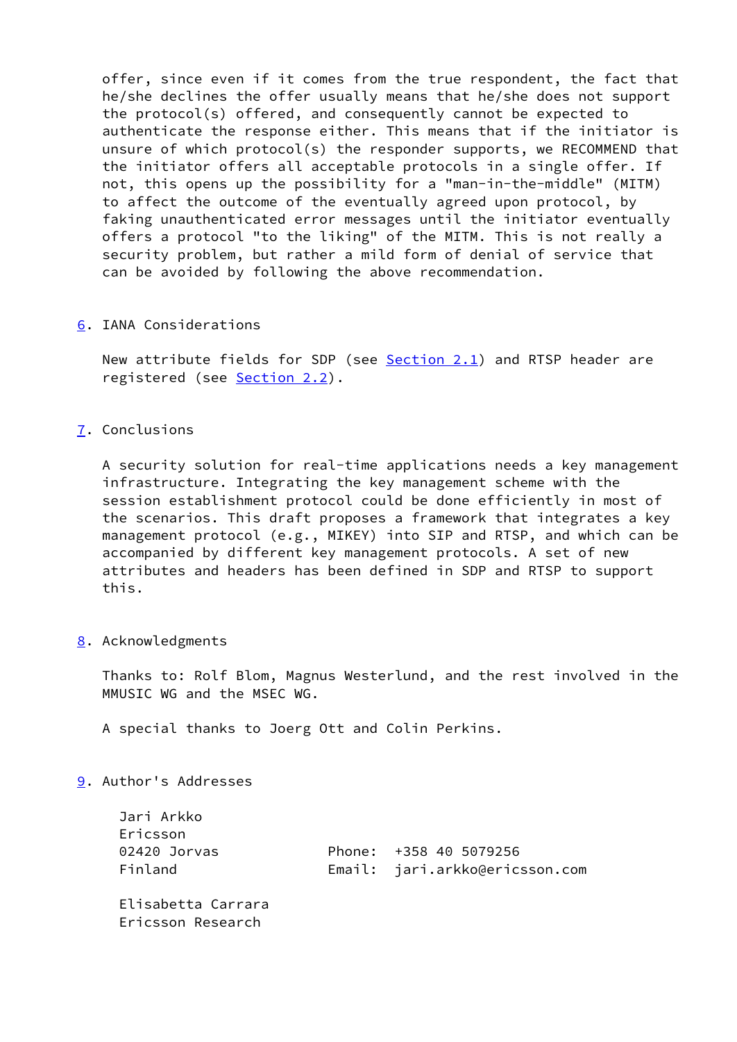offer, since even if it comes from the true respondent, the fact that he/she declines the offer usually means that he/she does not support the protocol(s) offered, and consequently cannot be expected to authenticate the response either. This means that if the initiator is unsure of which protocol(s) the responder supports, we RECOMMEND that the initiator offers all acceptable protocols in a single offer. If not, this opens up the possibility for a "man-in-the-middle" (MITM) to affect the outcome of the eventually agreed upon protocol, by faking unauthenticated error messages until the initiator eventually offers a protocol "to the liking" of the MITM. This is not really a security problem, but rather a mild form of denial of service that can be avoided by following the above recommendation.

## 6. IANA Considerations

New attribute fields for SDP (see Section 2.1) and RTSP header are registered (see Section 2.2).

## 7. Conclusions

A security solution for real-time applications needs a key management infrastructure. Integrating the key management scheme with the session establishment protocol could be done efficiently in most of the scenarios. This draft proposes a framework that integrates a key management protocol (e.g., MIKEY) into SIP and RTSP, and which can be accompanied by different key management protocols. A set of new attributes and headers has been defined in SDP and RTSP to support this.

## 8. Acknowledgments

Thanks to: Rolf Blom, Magnus Westerlund, and the rest involved in the MMUSIC WG and the MSEC WG.

A special thanks to Joerg Ott and Colin Perkins.

## 9. Author's Addresses

```
Jari Arkko
Ericsson
02420 Jorvas             Phone:  +358 40 5079256
Finland                  Email:  jari.arkko@ericsson.com

Elisabetta Carrara
Ericsson Research
```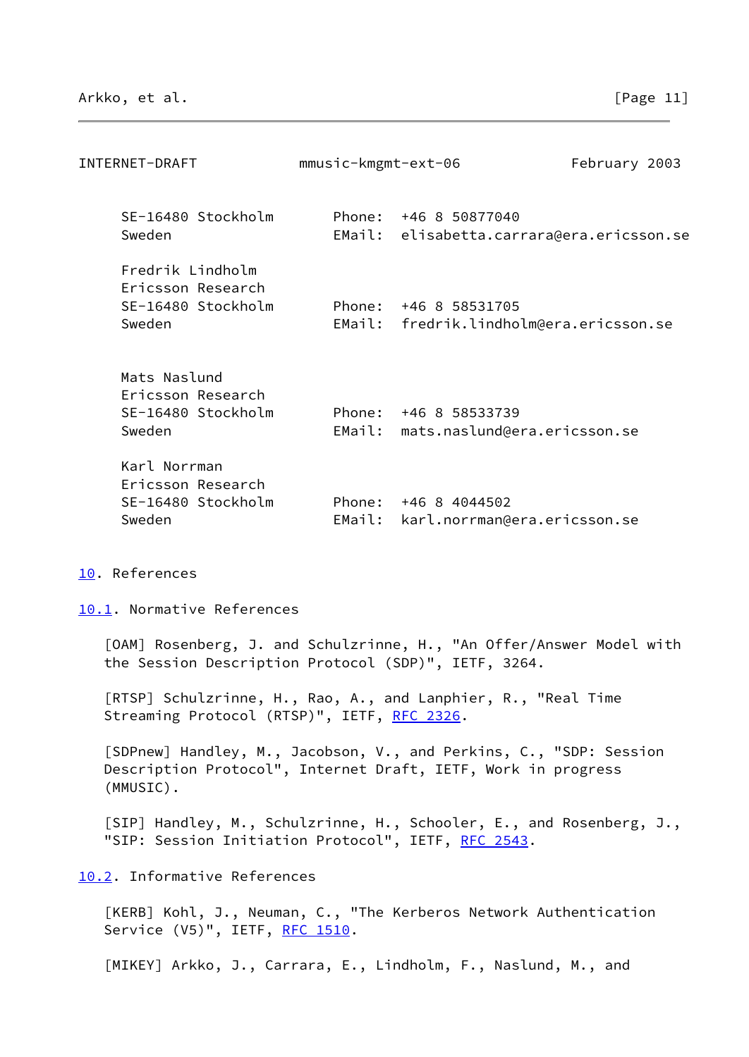SE-16480 Stockholm Phone: +46 8 50877040
Sweden EMail: elisabetta.carrara@era.ericsson.se

Fredrik Lindholm
Ericsson Research
SE-16480 Stockholm Phone: +46 8 58531705
Sweden EMail: fredrik.lindholm@era.ericsson.se

Mats Naslund
Ericsson Research
SE-16480 Stockholm Phone: +46 8 58533739
Sweden EMail: mats.naslund@era.ericsson.se

Karl Norrman
Ericsson Research
SE-16480 Stockholm Phone: +46 8 4044502
Sweden EMail: karl.norrman@era.ericsson.se

## 10. References

### 10.1. Normative References

[OAM] Rosenberg, J. and Schulzrinne, H., "An Offer/Answer Model with the Session Description Protocol (SDP)", IETF, 3264.

[RTSP] Schulzrinne, H., Rao, A., and Lanphier, R., "Real Time Streaming Protocol (RTSP)", IETF, RFC 2326.

[SDPnew] Handley, M., Jacobson, V., and Perkins, C., "SDP: Session Description Protocol", Internet Draft, IETF, Work in progress (MMUSIC).

[SIP] Handley, M., Schulzrinne, H., Schooler, E., and Rosenberg, J., "SIP: Session Initiation Protocol", IETF, RFC 2543.

### 10.2. Informative References

[KERB] Kohl, J., Neuman, C., "The Kerberos Network Authentication Service (V5)", IETF, RFC 1510.

[MIKEY] Arkko, J., Carrara, E., Lindholm, F., Naslund, M., and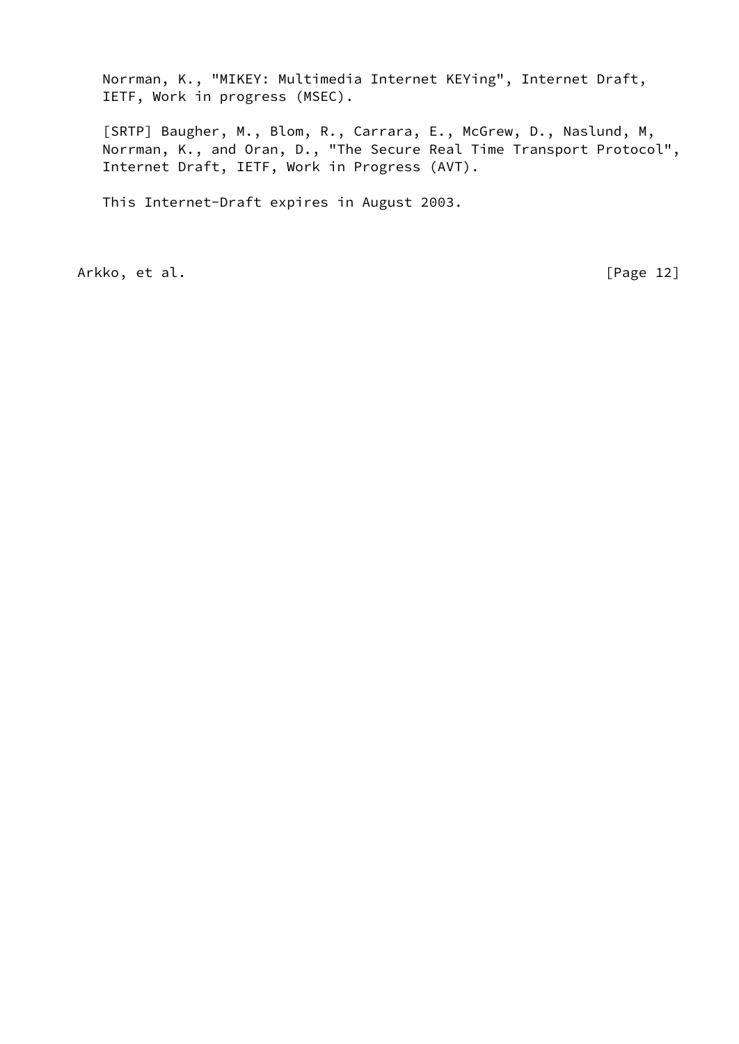Norrman, K., "MIKEY: Multimedia Internet KEYing", Internet Draft, IETF, Work in progress (MSEC).

[SRTP] Baugher, M., Blom, R., Carrara, E., McGrew, D., Naslund, M, Norrman, K., and Oran, D., "The Secure Real Time Transport Protocol", Internet Draft, IETF, Work in Progress (AVT).

This Internet-Draft expires in August 2003.